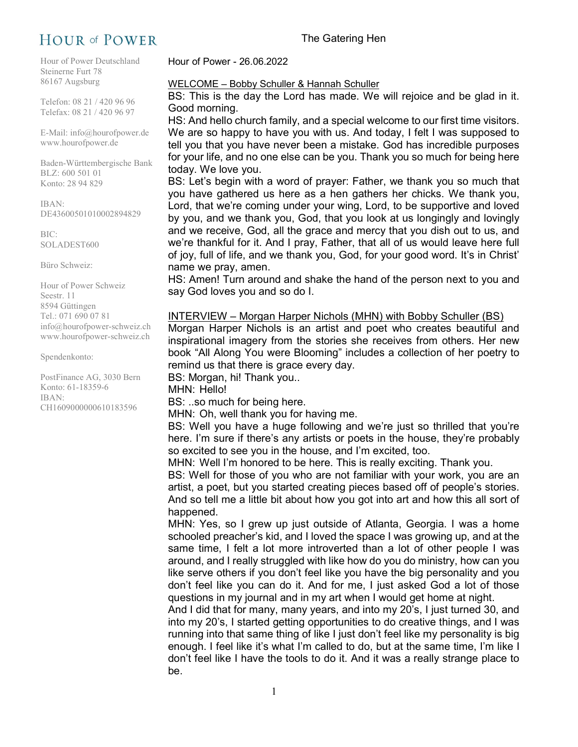# HOUR of POWER

Hour of Power Deutschland
Steinerne Furt 78
86167 Augsburg

Telefon: 08 21 / 420 96 96
Telefax: 08 21 / 420 96 97

E-Mail: info@hourofpower.de
www.hourofpower.de

Baden-Württembergische Bank
BLZ: 600 501 01
Konto: 28 94 829

IBAN:
DE43600501010002894829

BIC:
SOLADEST600

Büro Schweiz:

Hour of Power Schweiz
Seestr. 11
8594 Güttingen
Tel.: 071 690 07 81
info@hourofpower-schweiz.ch
www.hourofpower-schweiz.ch

Spendenkonto:

PostFinance AG, 3030 Bern
Konto: 61-18359-6
IBAN:
CH1609000000610183596

## The Gatering Hen

Hour of Power - 26.06.2022

### WELCOME – Bobby Schuller & Hannah Schuller

BS: This is the day the Lord has made. We will rejoice and be glad in it. Good morning.

HS: And hello church family, and a special welcome to our first time visitors. We are so happy to have you with us. And today, I felt I was supposed to tell you that you have never been a mistake. God has incredible purposes for your life, and no one else can be you. Thank you so much for being here today. We love you.

BS: Let's begin with a word of prayer: Father, we thank you so much that you have gathered us here as a hen gathers her chicks. We thank you, Lord, that we're coming under your wing, Lord, to be supportive and loved by you, and we thank you, God, that you look at us longingly and lovingly and we receive, God, all the grace and mercy that you dish out to us, and we're thankful for it. And I pray, Father, that all of us would leave here full of joy, full of life, and we thank you, God, for your good word. It's in Christ' name we pray, amen.

HS: Amen! Turn around and shake the hand of the person next to you and say God loves you and so do I.

### INTERVIEW – Morgan Harper Nichols (MHN) with Bobby Schuller (BS)

Morgan Harper Nichols is an artist and poet who creates beautiful and inspirational imagery from the stories she receives from others. Her new book "All Along You were Blooming" includes a collection of her poetry to remind us that there is grace every day.

BS: Morgan, hi! Thank you..

MHN: Hello!

BS: ..so much for being here.

MHN: Oh, well thank you for having me.

BS: Well you have a huge following and we're just so thrilled that you're here. I'm sure if there's any artists or poets in the house, they're probably so excited to see you in the house, and I'm excited, too.

MHN: Well I'm honored to be here. This is really exciting. Thank you.

BS: Well for those of you who are not familiar with your work, you are an artist, a poet, but you started creating pieces based off of people's stories. And so tell me a little bit about how you got into art and how this all sort of happened.

MHN: Yes, so I grew up just outside of Atlanta, Georgia. I was a home schooled preacher's kid, and I loved the space I was growing up, and at the same time, I felt a lot more introverted than a lot of other people I was around, and I really struggled with like how do you do ministry, how can you like serve others if you don't feel like you have the big personality and you don't feel like you can do it. And for me, I just asked God a lot of those questions in my journal and in my art when I would get home at night.

And I did that for many, many years, and into my 20's, I just turned 30, and into my 20's, I started getting opportunities to do creative things, and I was running into that same thing of like I just don't feel like my personality is big enough. I feel like it's what I'm called to do, but at the same time, I'm like I don't feel like I have the tools to do it. And it was a really strange place to be.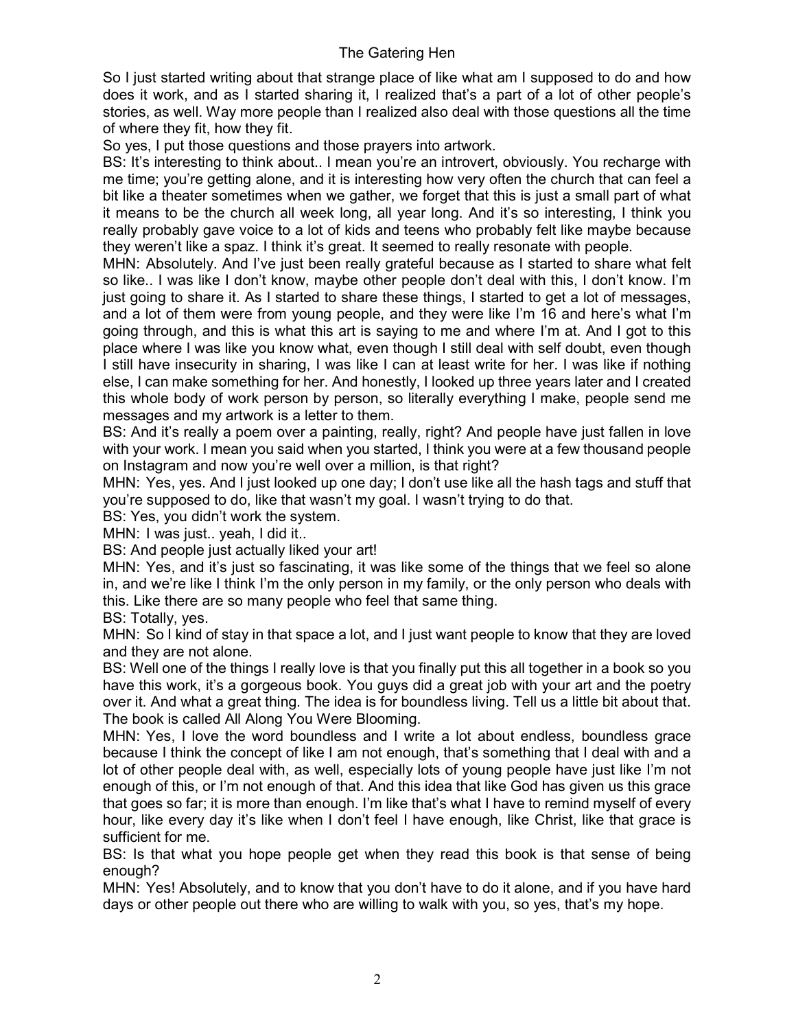So I just started writing about that strange place of like what am I supposed to do and how does it work, and as I started sharing it, I realized that's a part of a lot of other people's stories, as well. Way more people than I realized also deal with those questions all the time of where they fit, how they fit.

So yes, I put those questions and those prayers into artwork.

BS: It's interesting to think about.. I mean you're an introvert, obviously. You recharge with me time; you're getting alone, and it is interesting how very often the church that can feel a bit like a theater sometimes when we gather, we forget that this is just a small part of what it means to be the church all week long, all year long. And it's so interesting, I think you really probably gave voice to a lot of kids and teens who probably felt like maybe because they weren't like a spaz. I think it's great. It seemed to really resonate with people.

MHN: Absolutely. And I've just been really grateful because as I started to share what felt so like.. I was like I don't know, maybe other people don't deal with this, I don't know. I'm just going to share it. As I started to share these things, I started to get a lot of messages, and a lot of them were from young people, and they were like I'm 16 and here's what I'm going through, and this is what this art is saying to me and where I'm at. And I got to this place where I was like you know what, even though I still deal with self doubt, even though I still have insecurity in sharing, I was like I can at least write for her. I was like if nothing else, I can make something for her. And honestly, I looked up three years later and I created this whole body of work person by person, so literally everything I make, people send me messages and my artwork is a letter to them.

BS: And it's really a poem over a painting, really, right? And people have just fallen in love with your work. I mean you said when you started, I think you were at a few thousand people on Instagram and now you're well over a million, is that right?

MHN: Yes, yes. And I just looked up one day; I don't use like all the hash tags and stuff that you're supposed to do, like that wasn't my goal. I wasn't trying to do that.

BS: Yes, you didn't work the system.

MHN: I was just.. yeah, I did it..

BS: And people just actually liked your art!

MHN: Yes, and it's just so fascinating, it was like some of the things that we feel so alone in, and we're like I think I'm the only person in my family, or the only person who deals with this. Like there are so many people who feel that same thing.

BS: Totally, yes.

MHN: So I kind of stay in that space a lot, and I just want people to know that they are loved and they are not alone.

BS: Well one of the things I really love is that you finally put this all together in a book so you have this work, it's a gorgeous book. You guys did a great job with your art and the poetry over it. And what a great thing. The idea is for boundless living. Tell us a little bit about that. The book is called All Along You Were Blooming.

MHN: Yes, I love the word boundless and I write a lot about endless, boundless grace because I think the concept of like I am not enough, that's something that I deal with and a lot of other people deal with, as well, especially lots of young people have just like I'm not enough of this, or I'm not enough of that. And this idea that like God has given us this grace that goes so far; it is more than enough. I'm like that's what I have to remind myself of every hour, like every day it's like when I don't feel I have enough, like Christ, like that grace is sufficient for me.

BS: Is that what you hope people get when they read this book is that sense of being enough?

MHN: Yes! Absolutely, and to know that you don't have to do it alone, and if you have hard days or other people out there who are willing to walk with you, so yes, that's my hope.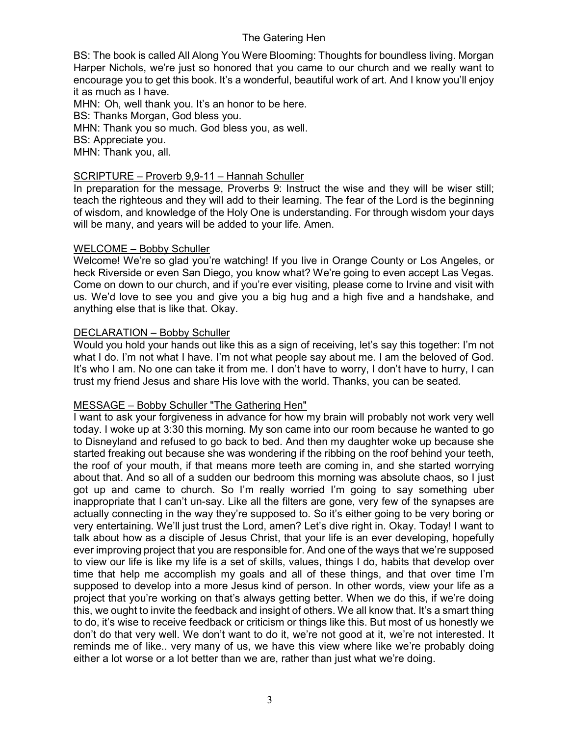BS: The book is called All Along You Were Blooming: Thoughts for boundless living. Morgan Harper Nichols, we're just so honored that you came to our church and we really want to encourage you to get this book. It's a wonderful, beautiful work of art. And I know you'll enjoy it as much as I have.

MHN: Oh, well thank you. It's an honor to be here.

BS: Thanks Morgan, God bless you.

MHN: Thank you so much. God bless you, as well.

BS: Appreciate you.

MHN: Thank you, all.

## SCRIPTURE – Proverb 9,9-11 – Hannah Schuller

In preparation for the message, Proverbs 9: Instruct the wise and they will be wiser still; teach the righteous and they will add to their learning. The fear of the Lord is the beginning of wisdom, and knowledge of the Holy One is understanding. For through wisdom your days will be many, and years will be added to your life. Amen.

## WELCOME – Bobby Schuller

Welcome! We're so glad you're watching! If you live in Orange County or Los Angeles, or heck Riverside or even San Diego, you know what? We're going to even accept Las Vegas. Come on down to our church, and if you're ever visiting, please come to Irvine and visit with us. We'd love to see you and give you a big hug and a high five and a handshake, and anything else that is like that. Okay.

## DECLARATION – Bobby Schuller

Would you hold your hands out like this as a sign of receiving, let's say this together: I'm not what I do. I'm not what I have. I'm not what people say about me. I am the beloved of God. It's who I am. No one can take it from me. I don't have to worry, I don't have to hurry, I can trust my friend Jesus and share His love with the world. Thanks, you can be seated.

## MESSAGE – Bobby Schuller "The Gathering Hen"

I want to ask your forgiveness in advance for how my brain will probably not work very well today. I woke up at 3:30 this morning. My son came into our room because he wanted to go to Disneyland and refused to go back to bed. And then my daughter woke up because she started freaking out because she was wondering if the ribbing on the roof behind your teeth, the roof of your mouth, if that means more teeth are coming in, and she started worrying about that. And so all of a sudden our bedroom this morning was absolute chaos, so I just got up and came to church. So I'm really worried I'm going to say something uber inappropriate that I can't un-say. Like all the filters are gone, very few of the synapses are actually connecting in the way they're supposed to. So it's either going to be very boring or very entertaining. We'll just trust the Lord, amen? Let's dive right in. Okay. Today! I want to talk about how as a disciple of Jesus Christ, that your life is an ever developing, hopefully ever improving project that you are responsible for. And one of the ways that we're supposed to view our life is like my life is a set of skills, values, things I do, habits that develop over time that help me accomplish my goals and all of these things, and that over time I'm supposed to develop into a more Jesus kind of person. In other words, view your life as a project that you're working on that's always getting better. When we do this, if we're doing this, we ought to invite the feedback and insight of others. We all know that. It's a smart thing to do, it's wise to receive feedback or criticism or things like this. But most of us honestly we don't do that very well. We don't want to do it, we're not good at it, we're not interested. It reminds me of like.. very many of us, we have this view where like we're probably doing either a lot worse or a lot better than we are, rather than just what we're doing.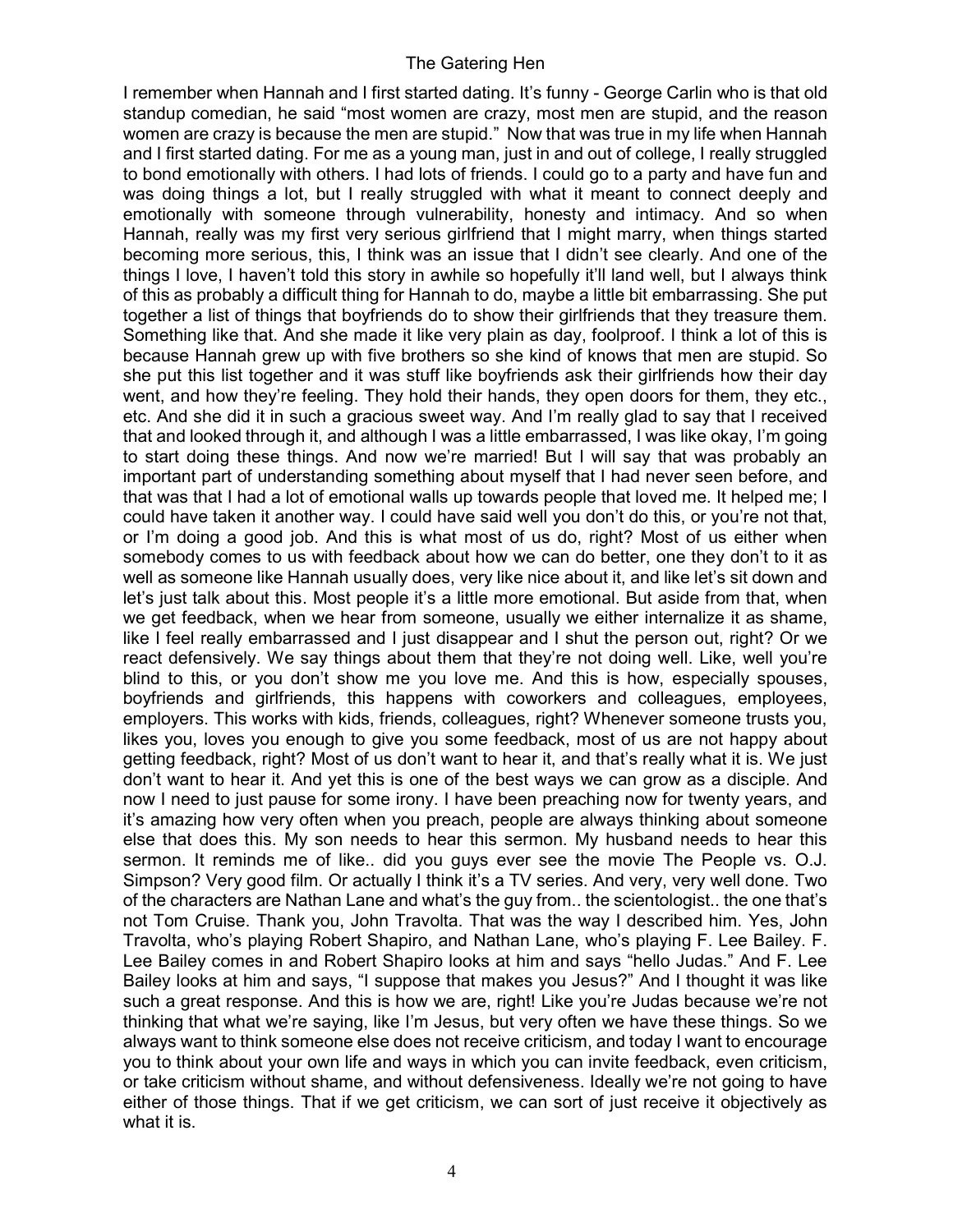I remember when Hannah and I first started dating. It's funny - George Carlin who is that old standup comedian, he said "most women are crazy, most men are stupid, and the reason women are crazy is because the men are stupid." Now that was true in my life when Hannah and I first started dating. For me as a young man, just in and out of college, I really struggled to bond emotionally with others. I had lots of friends. I could go to a party and have fun and was doing things a lot, but I really struggled with what it meant to connect deeply and emotionally with someone through vulnerability, honesty and intimacy. And so when Hannah, really was my first very serious girlfriend that I might marry, when things started becoming more serious, this, I think was an issue that I didn't see clearly. And one of the things I love, I haven't told this story in awhile so hopefully it'll land well, but I always think of this as probably a difficult thing for Hannah to do, maybe a little bit embarrassing. She put together a list of things that boyfriends do to show their girlfriends that they treasure them. Something like that. And she made it like very plain as day, foolproof. I think a lot of this is because Hannah grew up with five brothers so she kind of knows that men are stupid. So she put this list together and it was stuff like boyfriends ask their girlfriends how their day went, and how they're feeling. They hold their hands, they open doors for them, they etc., etc. And she did it in such a gracious sweet way. And I'm really glad to say that I received that and looked through it, and although I was a little embarrassed, I was like okay, I'm going to start doing these things. And now we're married! But I will say that was probably an important part of understanding something about myself that I had never seen before, and that was that I had a lot of emotional walls up towards people that loved me. It helped me; I could have taken it another way. I could have said well you don't do this, or you're not that, or I'm doing a good job. And this is what most of us do, right? Most of us either when somebody comes to us with feedback about how we can do better, one they don't to it as well as someone like Hannah usually does, very like nice about it, and like let's sit down and let's just talk about this. Most people it's a little more emotional. But aside from that, when we get feedback, when we hear from someone, usually we either internalize it as shame, like I feel really embarrassed and I just disappear and I shut the person out, right? Or we react defensively. We say things about them that they're not doing well. Like, well you're blind to this, or you don't show me you love me. And this is how, especially spouses, boyfriends and girlfriends, this happens with coworkers and colleagues, employees, employers. This works with kids, friends, colleagues, right? Whenever someone trusts you, likes you, loves you enough to give you some feedback, most of us are not happy about getting feedback, right? Most of us don't want to hear it, and that's really what it is. We just don't want to hear it. And yet this is one of the best ways we can grow as a disciple. And now I need to just pause for some irony. I have been preaching now for twenty years, and it's amazing how very often when you preach, people are always thinking about someone else that does this. My son needs to hear this sermon. My husband needs to hear this sermon. It reminds me of like.. did you guys ever see the movie The People vs. O.J. Simpson? Very good film. Or actually I think it's a TV series. And very, very well done. Two of the characters are Nathan Lane and what's the guy from.. the scientologist.. the one that's not Tom Cruise. Thank you, John Travolta. That was the way I described him. Yes, John Travolta, who's playing Robert Shapiro, and Nathan Lane, who's playing F. Lee Bailey. F. Lee Bailey comes in and Robert Shapiro looks at him and says "hello Judas." And F. Lee Bailey looks at him and says, "I suppose that makes you Jesus?" And I thought it was like such a great response. And this is how we are, right! Like you're Judas because we're not thinking that what we're saying, like I'm Jesus, but very often we have these things. So we always want to think someone else does not receive criticism, and today I want to encourage you to think about your own life and ways in which you can invite feedback, even criticism, or take criticism without shame, and without defensiveness. Ideally we're not going to have either of those things. That if we get criticism, we can sort of just receive it objectively as what it is.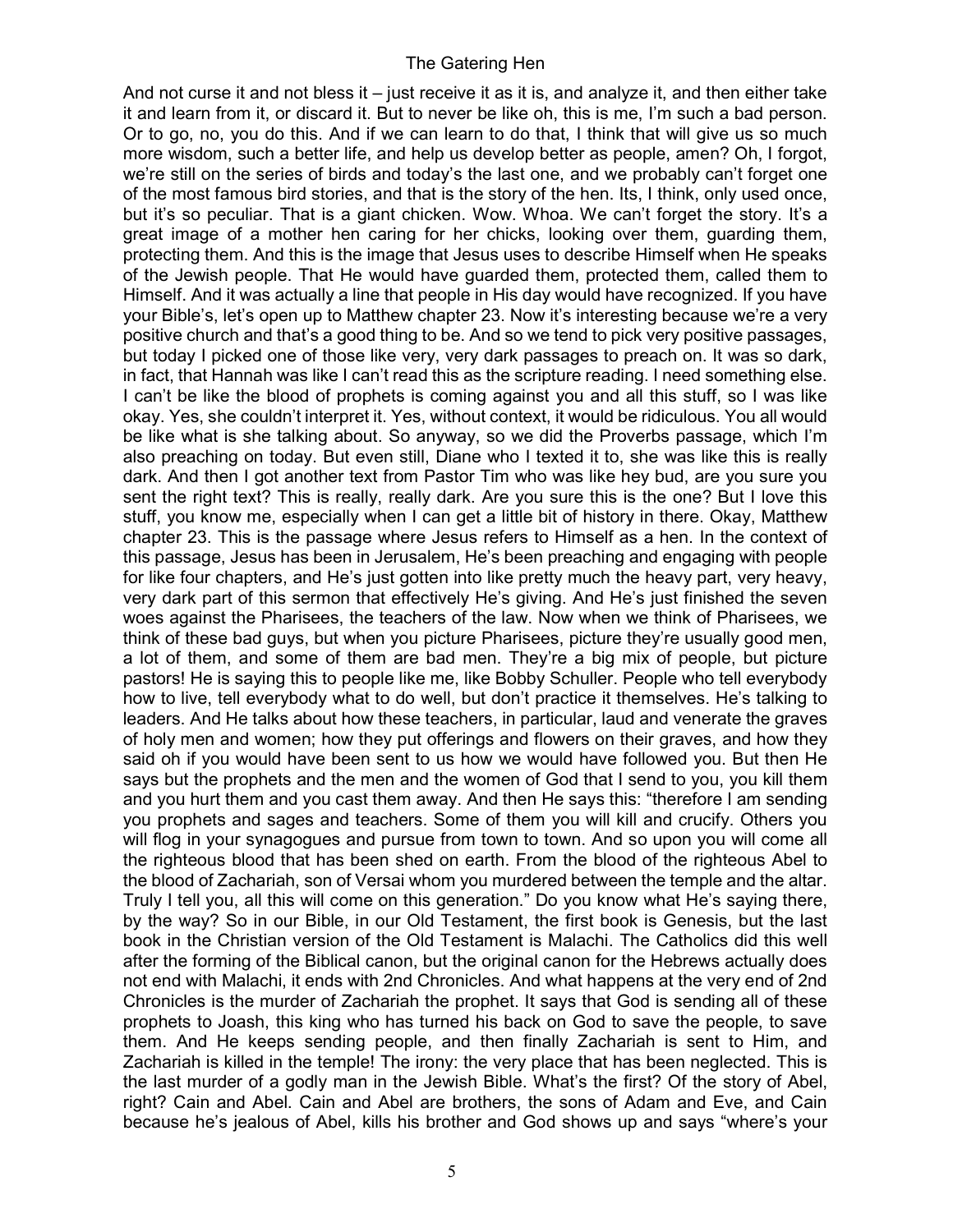And not curse it and not bless it – just receive it as it is, and analyze it, and then either take it and learn from it, or discard it. But to never be like oh, this is me, I'm such a bad person. Or to go, no, you do this. And if we can learn to do that, I think that will give us so much more wisdom, such a better life, and help us develop better as people, amen? Oh, I forgot, we're still on the series of birds and today's the last one, and we probably can't forget one of the most famous bird stories, and that is the story of the hen. Its, I think, only used once, but it's so peculiar. That is a giant chicken. Wow. Whoa. We can't forget the story. It's a great image of a mother hen caring for her chicks, looking over them, guarding them, protecting them. And this is the image that Jesus uses to describe Himself when He speaks of the Jewish people. That He would have guarded them, protected them, called them to Himself. And it was actually a line that people in His day would have recognized. If you have your Bible's, let's open up to Matthew chapter 23. Now it's interesting because we're a very positive church and that's a good thing to be. And so we tend to pick very positive passages, but today I picked one of those like very, very dark passages to preach on. It was so dark, in fact, that Hannah was like I can't read this as the scripture reading. I need something else. I can't be like the blood of prophets is coming against you and all this stuff, so I was like okay. Yes, she couldn't interpret it. Yes, without context, it would be ridiculous. You all would be like what is she talking about. So anyway, so we did the Proverbs passage, which I'm also preaching on today. But even still, Diane who I texted it to, she was like this is really dark. And then I got another text from Pastor Tim who was like hey bud, are you sure you sent the right text? This is really, really dark. Are you sure this is the one? But I love this stuff, you know me, especially when I can get a little bit of history in there. Okay, Matthew chapter 23. This is the passage where Jesus refers to Himself as a hen. In the context of this passage, Jesus has been in Jerusalem, He's been preaching and engaging with people for like four chapters, and He's just gotten into like pretty much the heavy part, very heavy, very dark part of this sermon that effectively He's giving. And He's just finished the seven woes against the Pharisees, the teachers of the law. Now when we think of Pharisees, we think of these bad guys, but when you picture Pharisees, picture they're usually good men, a lot of them, and some of them are bad men. They're a big mix of people, but picture pastors! He is saying this to people like me, like Bobby Schuller. People who tell everybody how to live, tell everybody what to do well, but don't practice it themselves. He's talking to leaders. And He talks about how these teachers, in particular, laud and venerate the graves of holy men and women; how they put offerings and flowers on their graves, and how they said oh if you would have been sent to us how we would have followed you. But then He says but the prophets and the men and the women of God that I send to you, you kill them and you hurt them and you cast them away. And then He says this: "therefore I am sending you prophets and sages and teachers. Some of them you will kill and crucify. Others you will flog in your synagogues and pursue from town to town. And so upon you will come all the righteous blood that has been shed on earth. From the blood of the righteous Abel to the blood of Zachariah, son of Versai whom you murdered between the temple and the altar. Truly I tell you, all this will come on this generation." Do you know what He's saying there, by the way? So in our Bible, in our Old Testament, the first book is Genesis, but the last book in the Christian version of the Old Testament is Malachi. The Catholics did this well after the forming of the Biblical canon, but the original canon for the Hebrews actually does not end with Malachi, it ends with 2nd Chronicles. And what happens at the very end of 2nd Chronicles is the murder of Zachariah the prophet. It says that God is sending all of these prophets to Joash, this king who has turned his back on God to save the people, to save them. And He keeps sending people, and then finally Zachariah is sent to Him, and Zachariah is killed in the temple! The irony: the very place that has been neglected. This is the last murder of a godly man in the Jewish Bible. What's the first? Of the story of Abel, right? Cain and Abel. Cain and Abel are brothers, the sons of Adam and Eve, and Cain because he's jealous of Abel, kills his brother and God shows up and says "where's your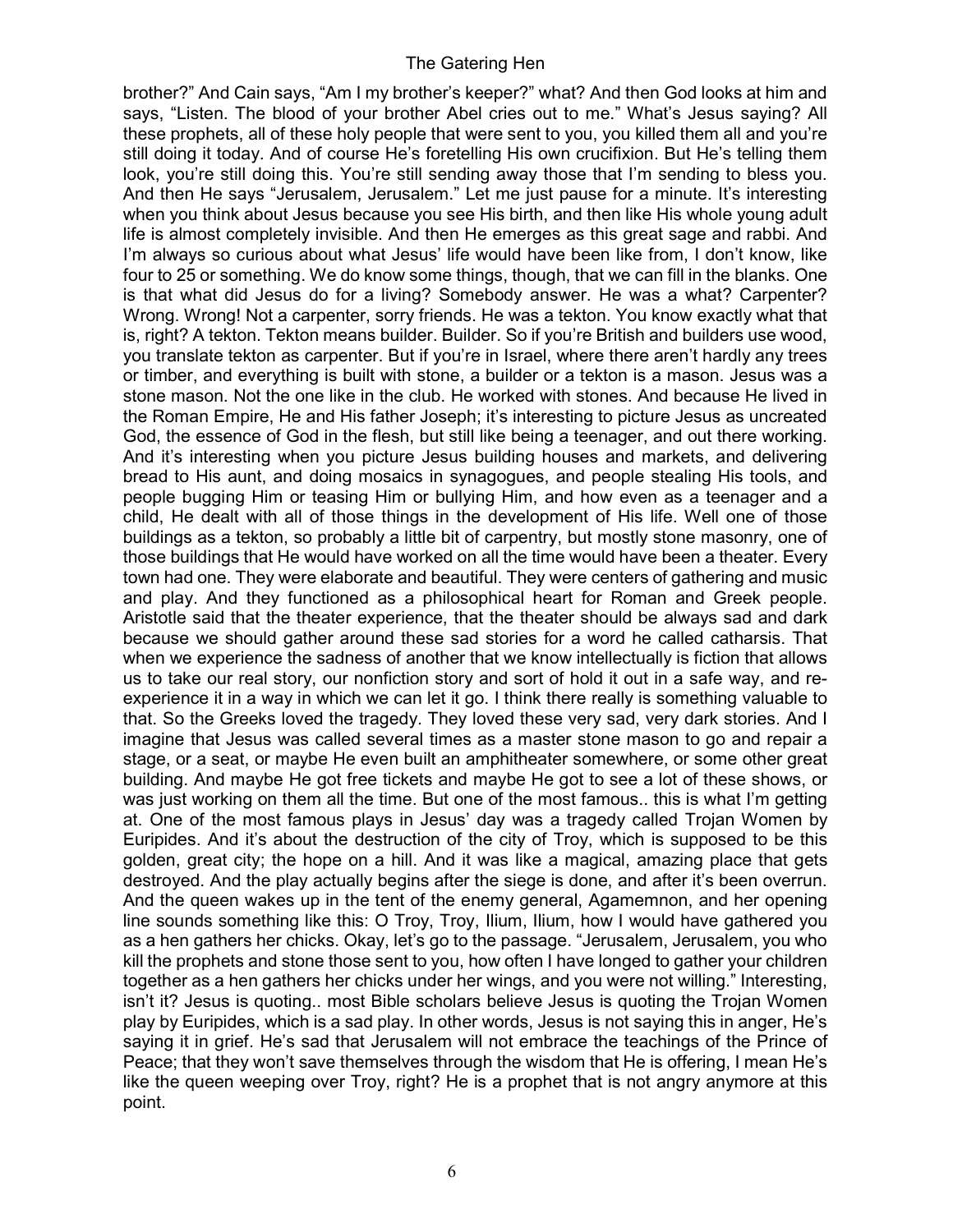brother?" And Cain says, "Am I my brother's keeper?" what? And then God looks at him and says, "Listen. The blood of your brother Abel cries out to me." What's Jesus saying? All these prophets, all of these holy people that were sent to you, you killed them all and you're still doing it today. And of course He's foretelling His own crucifixion. But He's telling them look, you're still doing this. You're still sending away those that I'm sending to bless you. And then He says "Jerusalem, Jerusalem." Let me just pause for a minute. It's interesting when you think about Jesus because you see His birth, and then like His whole young adult life is almost completely invisible. And then He emerges as this great sage and rabbi. And I'm always so curious about what Jesus' life would have been like from, I don't know, like four to 25 or something. We do know some things, though, that we can fill in the blanks. One is that what did Jesus do for a living? Somebody answer. He was a what? Carpenter? Wrong. Wrong! Not a carpenter, sorry friends. He was a tekton. You know exactly what that is, right? A tekton. Tekton means builder. Builder. So if you're British and builders use wood, you translate tekton as carpenter. But if you're in Israel, where there aren't hardly any trees or timber, and everything is built with stone, a builder or a tekton is a mason. Jesus was a stone mason. Not the one like in the club. He worked with stones. And because He lived in the Roman Empire, He and His father Joseph; it's interesting to picture Jesus as uncreated God, the essence of God in the flesh, but still like being a teenager, and out there working. And it's interesting when you picture Jesus building houses and markets, and delivering bread to His aunt, and doing mosaics in synagogues, and people stealing His tools, and people bugging Him or teasing Him or bullying Him, and how even as a teenager and a child, He dealt with all of those things in the development of His life. Well one of those buildings as a tekton, so probably a little bit of carpentry, but mostly stone masonry, one of those buildings that He would have worked on all the time would have been a theater. Every town had one. They were elaborate and beautiful. They were centers of gathering and music and play. And they functioned as a philosophical heart for Roman and Greek people. Aristotle said that the theater experience, that the theater should be always sad and dark because we should gather around these sad stories for a word he called catharsis. That when we experience the sadness of another that we know intellectually is fiction that allows us to take our real story, our nonfiction story and sort of hold it out in a safe way, and re-experience it in a way in which we can let it go. I think there really is something valuable to that. So the Greeks loved the tragedy. They loved these very sad, very dark stories. And I imagine that Jesus was called several times as a master stone mason to go and repair a stage, or a seat, or maybe He even built an amphitheater somewhere, or some other great building. And maybe He got free tickets and maybe He got to see a lot of these shows, or was just working on them all the time. But one of the most famous.. this is what I'm getting at. One of the most famous plays in Jesus' day was a tragedy called Trojan Women by Euripides. And it's about the destruction of the city of Troy, which is supposed to be this golden, great city; the hope on a hill. And it was like a magical, amazing place that gets destroyed. And the play actually begins after the siege is done, and after it's been overrun. And the queen wakes up in the tent of the enemy general, Agamemnon, and her opening line sounds something like this: O Troy, Troy, Ilium, Ilium, how I would have gathered you as a hen gathers her chicks. Okay, let's go to the passage. "Jerusalem, Jerusalem, you who kill the prophets and stone those sent to you, how often I have longed to gather your children together as a hen gathers her chicks under her wings, and you were not willing." Interesting, isn't it? Jesus is quoting.. most Bible scholars believe Jesus is quoting the Trojan Women play by Euripides, which is a sad play. In other words, Jesus is not saying this in anger, He's saying it in grief. He's sad that Jerusalem will not embrace the teachings of the Prince of Peace; that they won't save themselves through the wisdom that He is offering, I mean He's like the queen weeping over Troy, right? He is a prophet that is not angry anymore at this point.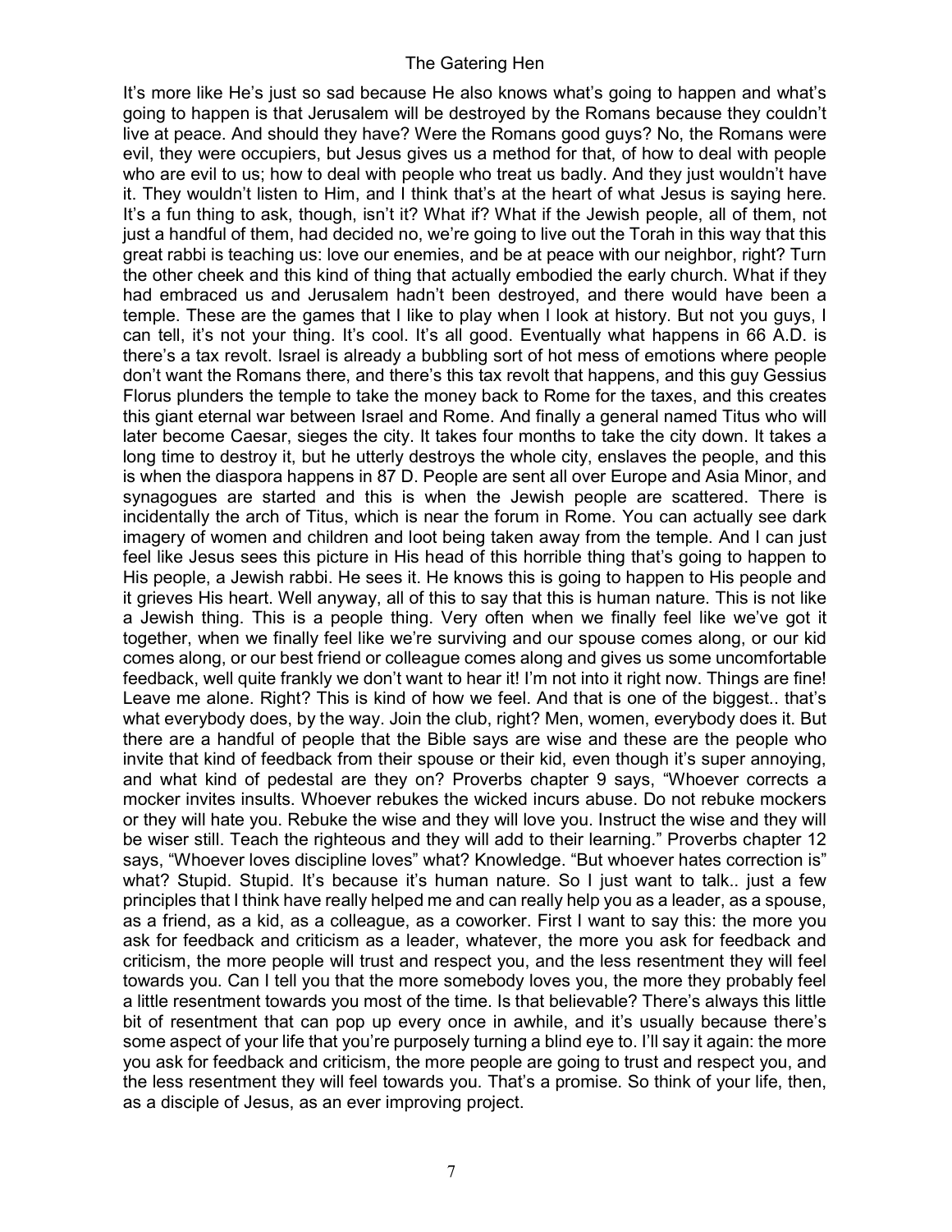It's more like He's just so sad because He also knows what's going to happen and what's going to happen is that Jerusalem will be destroyed by the Romans because they couldn't live at peace. And should they have? Were the Romans good guys? No, the Romans were evil, they were occupiers, but Jesus gives us a method for that, of how to deal with people who are evil to us; how to deal with people who treat us badly. And they just wouldn't have it. They wouldn't listen to Him, and I think that's at the heart of what Jesus is saying here. It's a fun thing to ask, though, isn't it? What if? What if the Jewish people, all of them, not just a handful of them, had decided no, we're going to live out the Torah in this way that this great rabbi is teaching us: love our enemies, and be at peace with our neighbor, right? Turn the other cheek and this kind of thing that actually embodied the early church. What if they had embraced us and Jerusalem hadn't been destroyed, and there would have been a temple. These are the games that I like to play when I look at history. But not you guys, I can tell, it's not your thing. It's cool. It's all good. Eventually what happens in 66 A.D. is there's a tax revolt. Israel is already a bubbling sort of hot mess of emotions where people don't want the Romans there, and there's this tax revolt that happens, and this guy Gessius Florus plunders the temple to take the money back to Rome for the taxes, and this creates this giant eternal war between Israel and Rome. And finally a general named Titus who will later become Caesar, sieges the city. It takes four months to take the city down. It takes a long time to destroy it, but he utterly destroys the whole city, enslaves the people, and this is when the diaspora happens in 87 D. People are sent all over Europe and Asia Minor, and synagogues are started and this is when the Jewish people are scattered. There is incidentally the arch of Titus, which is near the forum in Rome. You can actually see dark imagery of women and children and loot being taken away from the temple. And I can just feel like Jesus sees this picture in His head of this horrible thing that's going to happen to His people, a Jewish rabbi. He sees it. He knows this is going to happen to His people and it grieves His heart. Well anyway, all of this to say that this is human nature. This is not like a Jewish thing. This is a people thing. Very often when we finally feel like we've got it together, when we finally feel like we're surviving and our spouse comes along, or our kid comes along, or our best friend or colleague comes along and gives us some uncomfortable feedback, well quite frankly we don't want to hear it! I'm not into it right now. Things are fine! Leave me alone. Right? This is kind of how we feel. And that is one of the biggest.. that's what everybody does, by the way. Join the club, right? Men, women, everybody does it. But there are a handful of people that the Bible says are wise and these are the people who invite that kind of feedback from their spouse or their kid, even though it's super annoying, and what kind of pedestal are they on? Proverbs chapter 9 says, "Whoever corrects a mocker invites insults. Whoever rebukes the wicked incurs abuse. Do not rebuke mockers or they will hate you. Rebuke the wise and they will love you. Instruct the wise and they will be wiser still. Teach the righteous and they will add to their learning." Proverbs chapter 12 says, "Whoever loves discipline loves" what? Knowledge. "But whoever hates correction is" what? Stupid. Stupid. It's because it's human nature. So I just want to talk.. just a few principles that I think have really helped me and can really help you as a leader, as a spouse, as a friend, as a kid, as a colleague, as a coworker. First I want to say this: the more you ask for feedback and criticism as a leader, whatever, the more you ask for feedback and criticism, the more people will trust and respect you, and the less resentment they will feel towards you. Can I tell you that the more somebody loves you, the more they probably feel a little resentment towards you most of the time. Is that believable? There's always this little bit of resentment that can pop up every once in awhile, and it's usually because there's some aspect of your life that you're purposely turning a blind eye to. I'll say it again: the more you ask for feedback and criticism, the more people are going to trust and respect you, and the less resentment they will feel towards you. That's a promise. So think of your life, then, as a disciple of Jesus, as an ever improving project.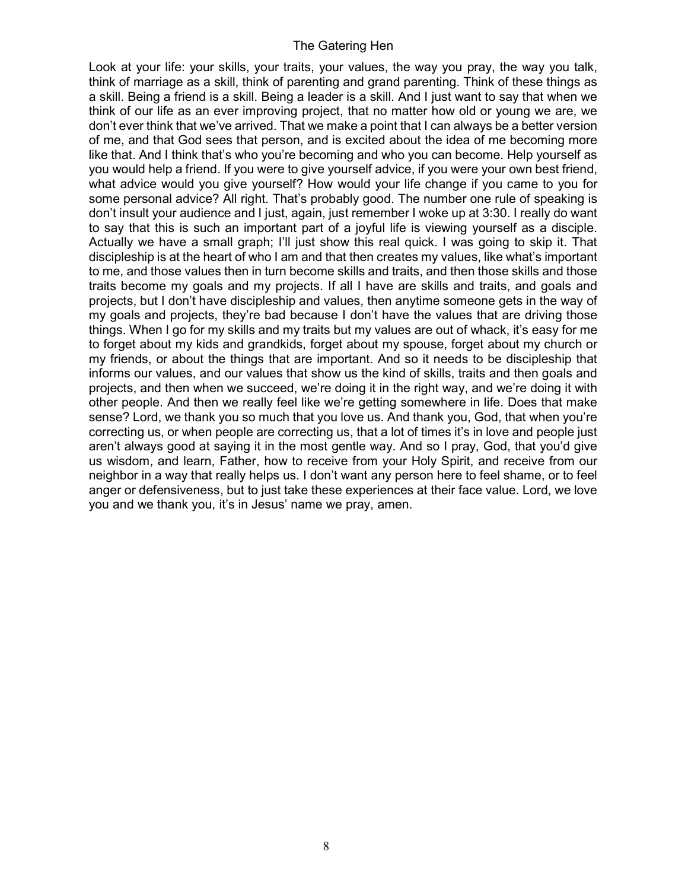Look at your life: your skills, your traits, your values, the way you pray, the way you talk, think of marriage as a skill, think of parenting and grand parenting. Think of these things as a skill. Being a friend is a skill. Being a leader is a skill. And I just want to say that when we think of our life as an ever improving project, that no matter how old or young we are, we don't ever think that we've arrived. That we make a point that I can always be a better version of me, and that God sees that person, and is excited about the idea of me becoming more like that. And I think that's who you're becoming and who you can become. Help yourself as you would help a friend. If you were to give yourself advice, if you were your own best friend, what advice would you give yourself? How would your life change if you came to you for some personal advice? All right. That's probably good. The number one rule of speaking is don't insult your audience and I just, again, just remember I woke up at 3:30. I really do want to say that this is such an important part of a joyful life is viewing yourself as a disciple. Actually we have a small graph; I'll just show this real quick. I was going to skip it. That discipleship is at the heart of who I am and that then creates my values, like what's important to me, and those values then in turn become skills and traits, and then those skills and those traits become my goals and my projects. If all I have are skills and traits, and goals and projects, but I don't have discipleship and values, then anytime someone gets in the way of my goals and projects, they're bad because I don't have the values that are driving those things. When I go for my skills and my traits but my values are out of whack, it's easy for me to forget about my kids and grandkids, forget about my spouse, forget about my church or my friends, or about the things that are important. And so it needs to be discipleship that informs our values, and our values that show us the kind of skills, traits and then goals and projects, and then when we succeed, we're doing it in the right way, and we're doing it with other people. And then we really feel like we're getting somewhere in life. Does that make sense? Lord, we thank you so much that you love us. And thank you, God, that when you're correcting us, or when people are correcting us, that a lot of times it's in love and people just aren't always good at saying it in the most gentle way. And so I pray, God, that you'd give us wisdom, and learn, Father, how to receive from your Holy Spirit, and receive from our neighbor in a way that really helps us. I don't want any person here to feel shame, or to feel anger or defensiveness, but to just take these experiences at their face value. Lord, we love you and we thank you, it's in Jesus' name we pray, amen.